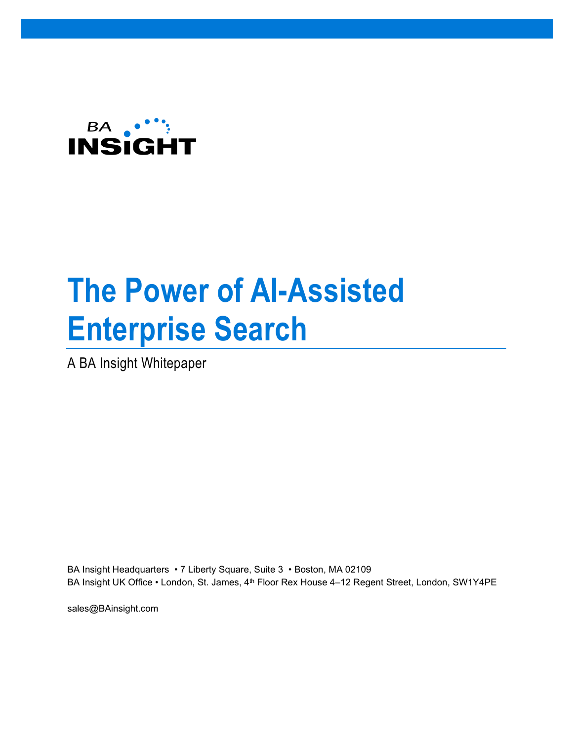BA INSIGHT

# The Power of AI-Assisted Enterprise Search

A BA Insight Whitepaper

BA Insight Headquarters • 7 Liberty Square, Suite 3 • Boston, MA 02109
BA Insight UK Office • London, St. James, 4th Floor Rex House 4–12 Regent Street, London, SW1Y4PE

sales@BAinsight.com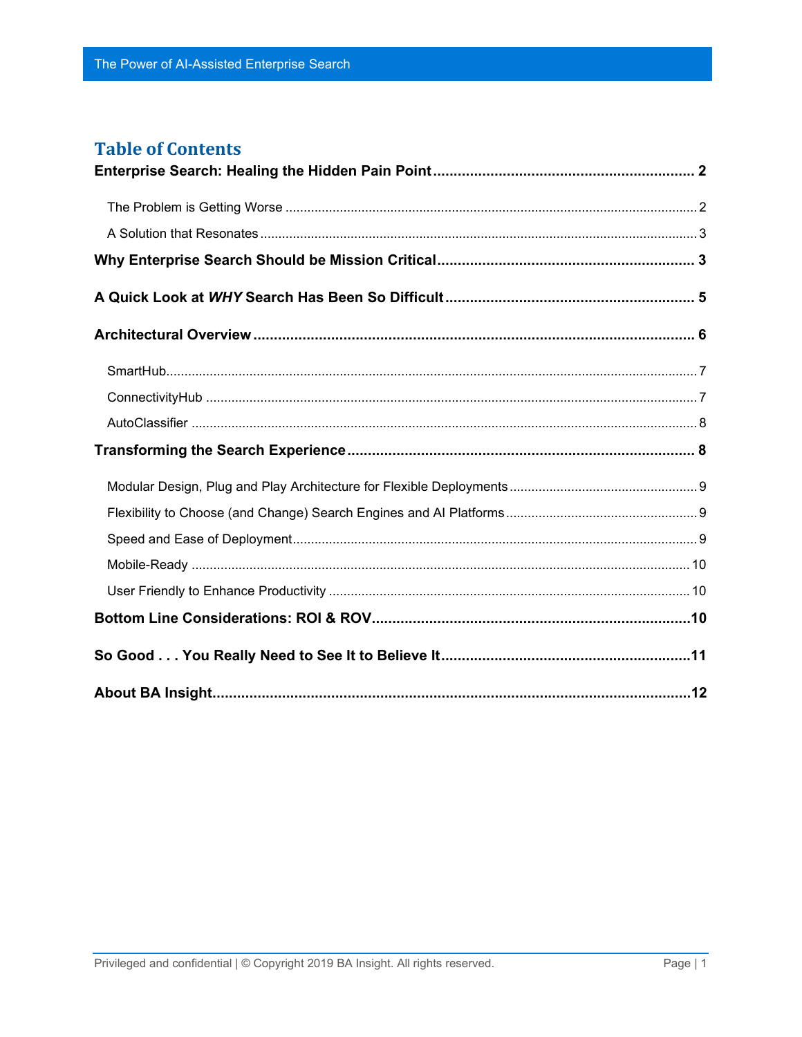## Table of Contents

**Enterprise Search: Healing the Hidden Pain Point** ..... 2

- The Problem is Getting Worse ..... 2
- A Solution that Resonates ..... 3

**Why Enterprise Search Should be Mission Critical** ..... 3

**A Quick Look at *WHY* Search Has Been So Difficult** ..... 5

**Architectural Overview** ..... 6

- SmartHub ..... 7
- ConnectivityHub ..... 7
- AutoClassifier ..... 8

**Transforming the Search Experience** ..... 8

- Modular Design, Plug and Play Architecture for Flexible Deployments ..... 9
- Flexibility to Choose (and Change) Search Engines and AI Platforms ..... 9
- Speed and Ease of Deployment ..... 9
- Mobile-Ready ..... 10
- User Friendly to Enhance Productivity ..... 10

**Bottom Line Considerations: ROI & ROV** ..... 10

**So Good . . . You Really Need to See It to Believe It** ..... 11

**About BA Insight** ..... 12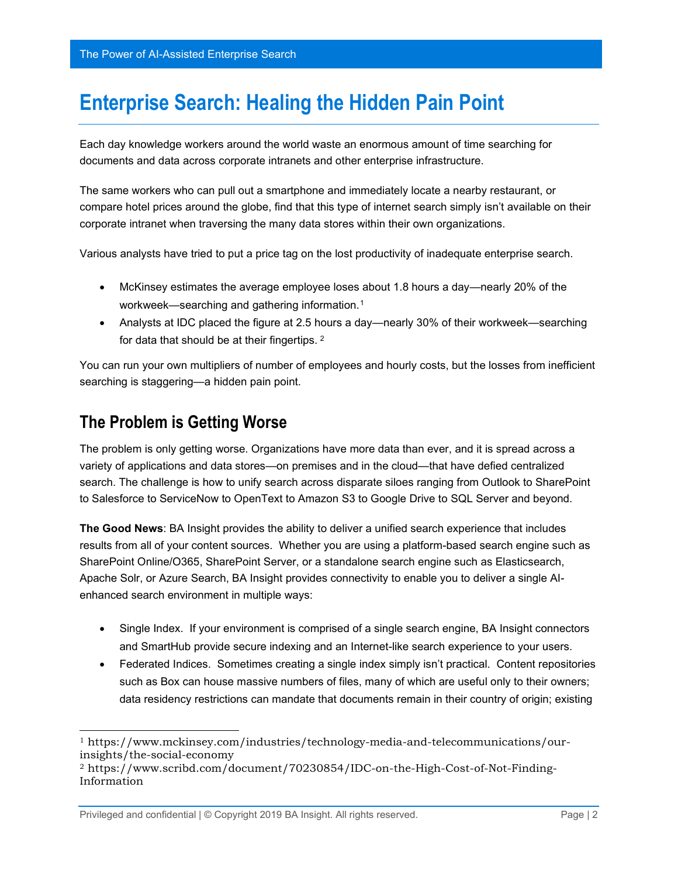# Enterprise Search: Healing the Hidden Pain Point

Each day knowledge workers around the world waste an enormous amount of time searching for documents and data across corporate intranets and other enterprise infrastructure.

The same workers who can pull out a smartphone and immediately locate a nearby restaurant, or compare hotel prices around the globe, find that this type of internet search simply isn't available on their corporate intranet when traversing the many data stores within their own organizations.

Various analysts have tried to put a price tag on the lost productivity of inadequate enterprise search.

- McKinsey estimates the average employee loses about 1.8 hours a day—nearly 20% of the workweek—searching and gathering information.[1]
- Analysts at IDC placed the figure at 2.5 hours a day—nearly 30% of their workweek—searching for data that should be at their fingertips. [2]

You can run your own multipliers of number of employees and hourly costs, but the losses from inefficient searching is staggering—a hidden pain point.

## The Problem is Getting Worse

The problem is only getting worse. Organizations have more data than ever, and it is spread across a variety of applications and data stores—on premises and in the cloud—that have defied centralized search. The challenge is how to unify search across disparate siloes ranging from Outlook to SharePoint to Salesforce to ServiceNow to OpenText to Amazon S3 to Google Drive to SQL Server and beyond.

**The Good News**: BA Insight provides the ability to deliver a unified search experience that includes results from all of your content sources. Whether you are using a platform-based search engine such as SharePoint Online/O365, SharePoint Server, or a standalone search engine such as Elasticsearch, Apache Solr, or Azure Search, BA Insight provides connectivity to enable you to deliver a single AI-enhanced search environment in multiple ways:

- Single Index. If your environment is comprised of a single search engine, BA Insight connectors and SmartHub provide secure indexing and an Internet-like search experience to your users.
- Federated Indices. Sometimes creating a single index simply isn't practical. Content repositories such as Box can house massive numbers of files, many of which are useful only to their owners; data residency restrictions can mandate that documents remain in their country of origin; existing

[1] https://www.mckinsey.com/industries/technology-media-and-telecommunications/our-insights/the-social-economy
[2] https://www.scribd.com/document/70230854/IDC-on-the-High-Cost-of-Not-Finding-Information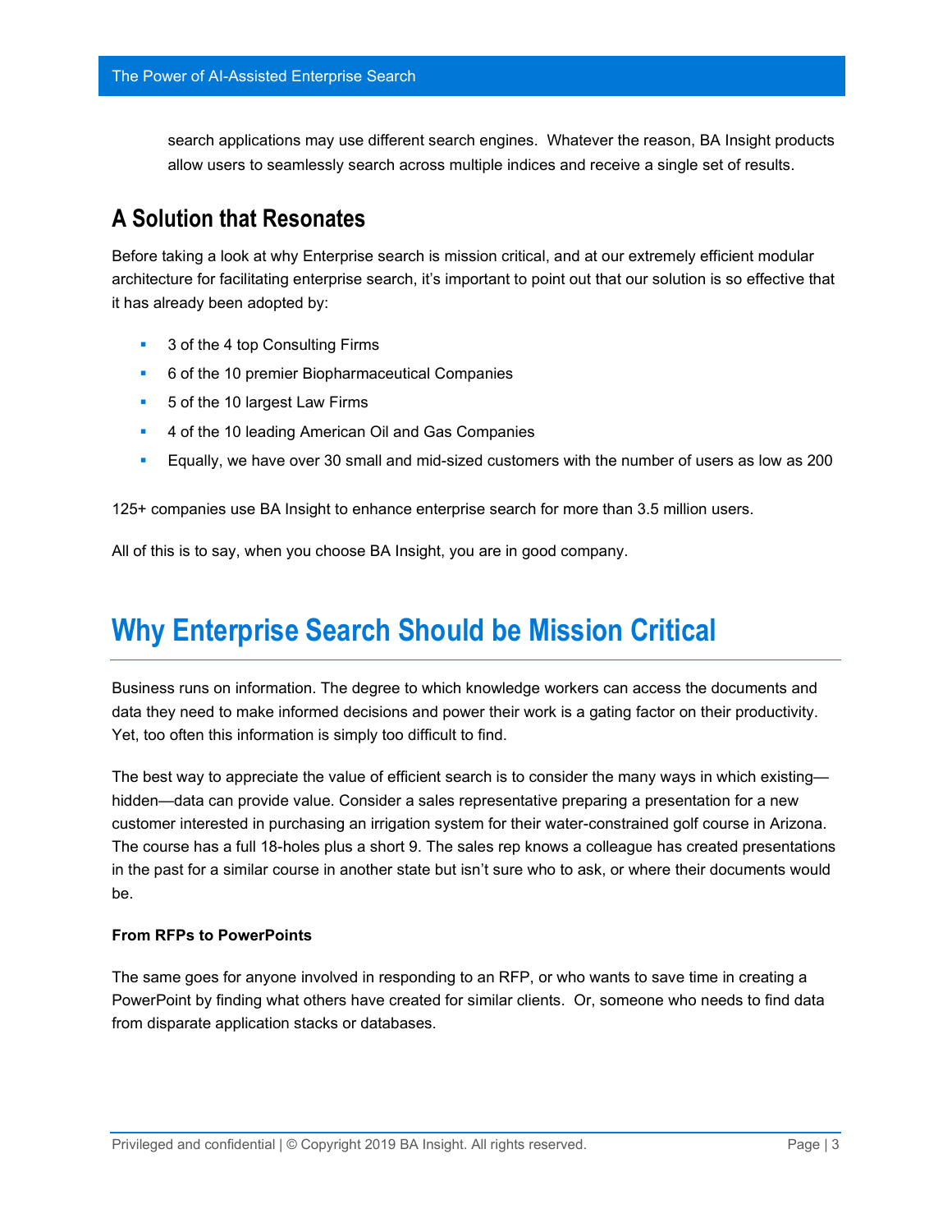search applications may use different search engines. Whatever the reason, BA Insight products allow users to seamlessly search across multiple indices and receive a single set of results.

## A Solution that Resonates

Before taking a look at why Enterprise search is mission critical, and at our extremely efficient modular architecture for facilitating enterprise search, it's important to point out that our solution is so effective that it has already been adopted by:

- 3 of the 4 top Consulting Firms
- 6 of the 10 premier Biopharmaceutical Companies
- 5 of the 10 largest Law Firms
- 4 of the 10 leading American Oil and Gas Companies
- Equally, we have over 30 small and mid-sized customers with the number of users as low as 200

125+ companies use BA Insight to enhance enterprise search for more than 3.5 million users.

All of this is to say, when you choose BA Insight, you are in good company.

# Why Enterprise Search Should be Mission Critical

Business runs on information. The degree to which knowledge workers can access the documents and data they need to make informed decisions and power their work is a gating factor on their productivity. Yet, too often this information is simply too difficult to find.

The best way to appreciate the value of efficient search is to consider the many ways in which existing—hidden—data can provide value. Consider a sales representative preparing a presentation for a new customer interested in purchasing an irrigation system for their water-constrained golf course in Arizona. The course has a full 18-holes plus a short 9. The sales rep knows a colleague has created presentations in the past for a similar course in another state but isn't sure who to ask, or where their documents would be.

**From RFPs to PowerPoints**

The same goes for anyone involved in responding to an RFP, or who wants to save time in creating a PowerPoint by finding what others have created for similar clients. Or, someone who needs to find data from disparate application stacks or databases.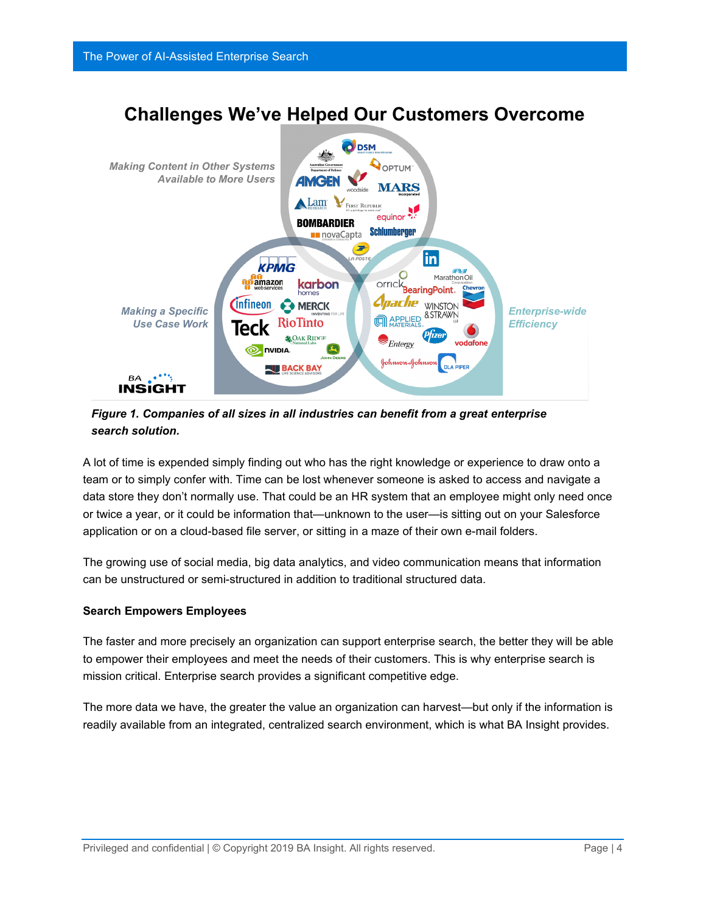## Challenges We've Helped Our Customers Overcome

*Making Content in Other Systems Available to More Users*

*Making a Specific Use Case Work*

*Enterprise-wide Efficiency*

***Figure 1. Companies of all sizes in all industries can benefit from a great enterprise search solution.***

A lot of time is expended simply finding out who has the right knowledge or experience to draw onto a team or to simply confer with. Time can be lost whenever someone is asked to access and navigate a data store they don't normally use. That could be an HR system that an employee might only need once or twice a year, or it could be information that—unknown to the user—is sitting out on your Salesforce application or on a cloud-based file server, or sitting in a maze of their own e-mail folders.

The growing use of social media, big data analytics, and video communication means that information can be unstructured or semi-structured in addition to traditional structured data.

**Search Empowers Employees**

The faster and more precisely an organization can support enterprise search, the better they will be able to empower their employees and meet the needs of their customers. This is why enterprise search is mission critical. Enterprise search provides a significant competitive edge.

The more data we have, the greater the value an organization can harvest—but only if the information is readily available from an integrated, centralized search environment, which is what BA Insight provides.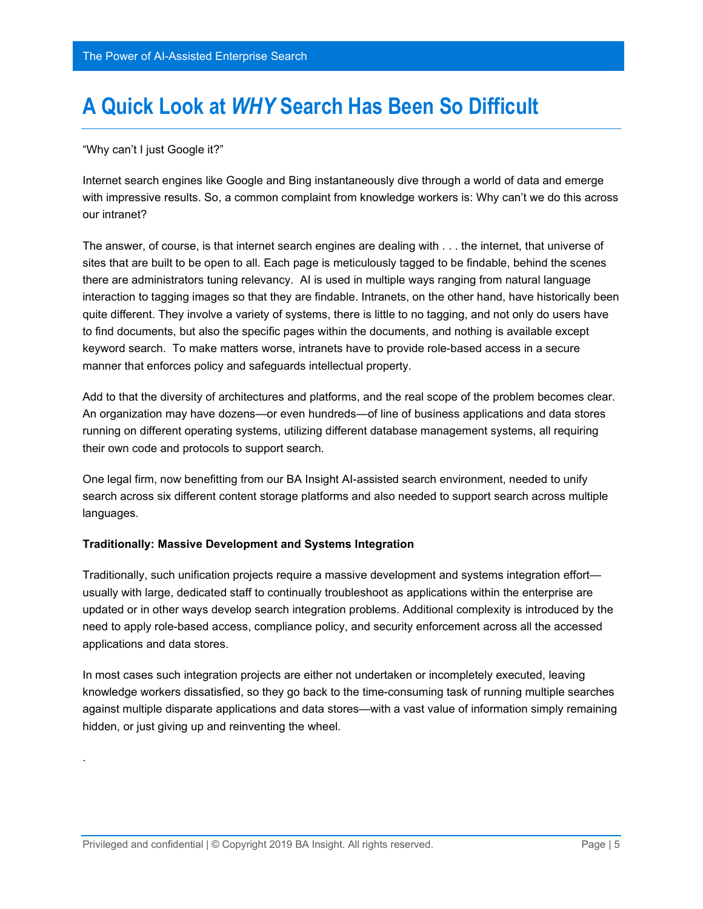# A Quick Look at *WHY* Search Has Been So Difficult

"Why can't I just Google it?"

Internet search engines like Google and Bing instantaneously dive through a world of data and emerge with impressive results. So, a common complaint from knowledge workers is: Why can't we do this across our intranet?

The answer, of course, is that internet search engines are dealing with . . . the internet, that universe of sites that are built to be open to all. Each page is meticulously tagged to be findable, behind the scenes there are administrators tuning relevancy. AI is used in multiple ways ranging from natural language interaction to tagging images so that they are findable. Intranets, on the other hand, have historically been quite different. They involve a variety of systems, there is little to no tagging, and not only do users have to find documents, but also the specific pages within the documents, and nothing is available except keyword search. To make matters worse, intranets have to provide role-based access in a secure manner that enforces policy and safeguards intellectual property.

Add to that the diversity of architectures and platforms, and the real scope of the problem becomes clear. An organization may have dozens—or even hundreds—of line of business applications and data stores running on different operating systems, utilizing different database management systems, all requiring their own code and protocols to support search.

One legal firm, now benefitting from our BA Insight AI-assisted search environment, needed to unify search across six different content storage platforms and also needed to support search across multiple languages.

**Traditionally: Massive Development and Systems Integration**

Traditionally, such unification projects require a massive development and systems integration effort—usually with large, dedicated staff to continually troubleshoot as applications within the enterprise are updated or in other ways develop search integration problems. Additional complexity is introduced by the need to apply role-based access, compliance policy, and security enforcement across all the accessed applications and data stores.

In most cases such integration projects are either not undertaken or incompletely executed, leaving knowledge workers dissatisfied, so they go back to the time-consuming task of running multiple searches against multiple disparate applications and data stores—with a vast value of information simply remaining hidden, or just giving up and reinventing the wheel.

.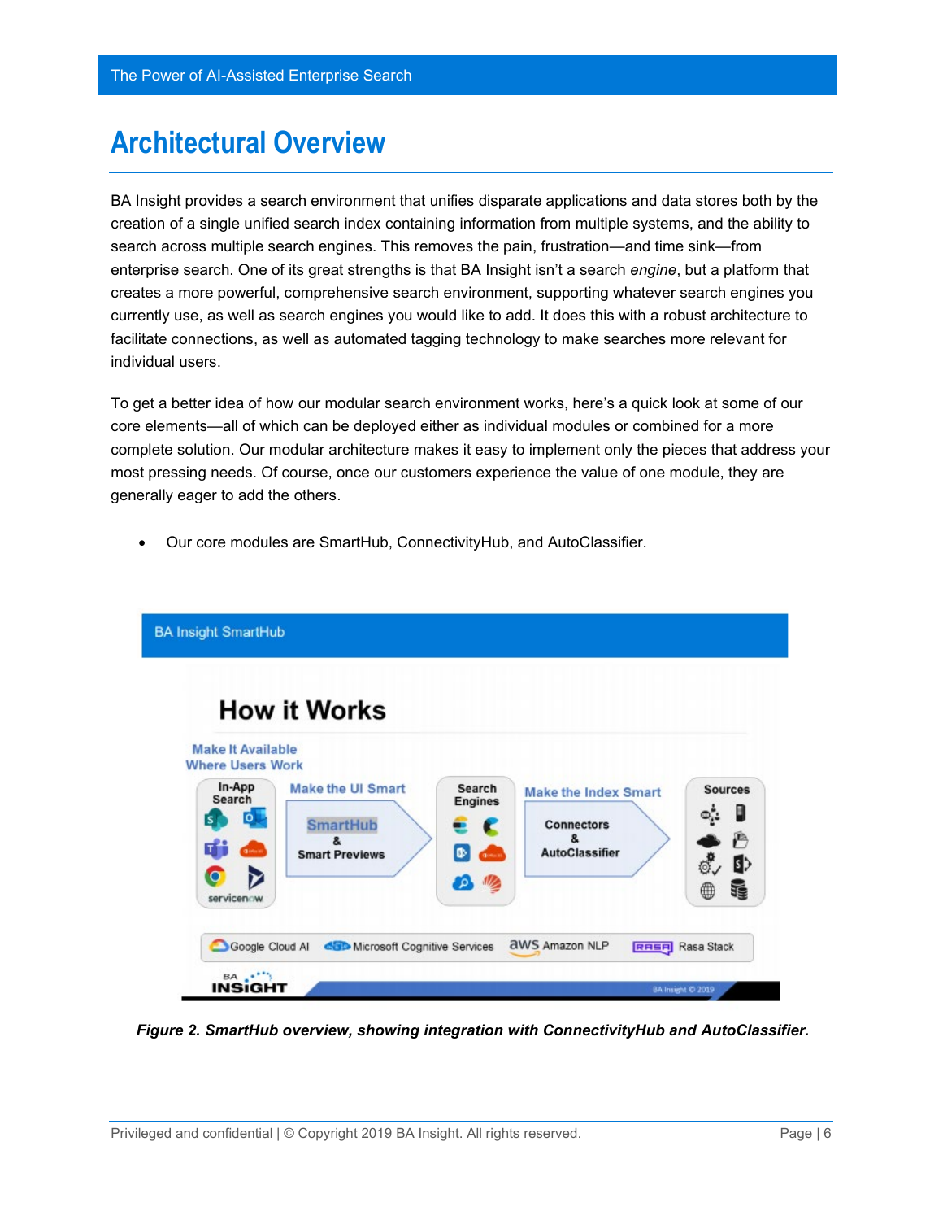# Architectural Overview

BA Insight provides a search environment that unifies disparate applications and data stores both by the creation of a single unified search index containing information from multiple systems, and the ability to search across multiple search engines. This removes the pain, frustration—and time sink—from enterprise search. One of its great strengths is that BA Insight isn't a search *engine*, but a platform that creates a more powerful, comprehensive search environment, supporting whatever search engines you currently use, as well as search engines you would like to add. It does this with a robust architecture to facilitate connections, as well as automated tagging technology to make searches more relevant for individual users.

To get a better idea of how our modular search environment works, here's a quick look at some of our core elements—all of which can be deployed either as individual modules or combined for a more complete solution. Our modular architecture makes it easy to implement only the pieces that address your most pressing needs. Of course, once our customers experience the value of one module, they are generally eager to add the others.

- Our core modules are SmartHub, ConnectivityHub, and AutoClassifier.

***Figure 2. SmartHub overview, showing integration with ConnectivityHub and AutoClassifier.***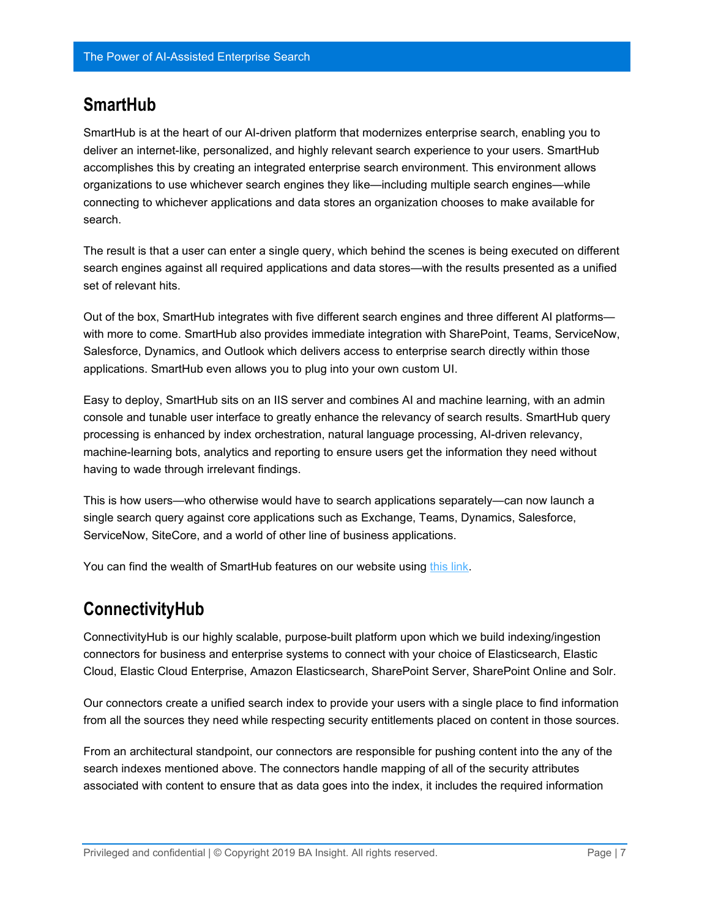## SmartHub

SmartHub is at the heart of our AI-driven platform that modernizes enterprise search, enabling you to deliver an internet-like, personalized, and highly relevant search experience to your users. SmartHub accomplishes this by creating an integrated enterprise search environment. This environment allows organizations to use whichever search engines they like—including multiple search engines—while connecting to whichever applications and data stores an organization chooses to make available for search.

The result is that a user can enter a single query, which behind the scenes is being executed on different search engines against all required applications and data stores—with the results presented as a unified set of relevant hits.

Out of the box, SmartHub integrates with five different search engines and three different AI platforms—with more to come. SmartHub also provides immediate integration with SharePoint, Teams, ServiceNow, Salesforce, Dynamics, and Outlook which delivers access to enterprise search directly within those applications. SmartHub even allows you to plug into your own custom UI.

Easy to deploy, SmartHub sits on an IIS server and combines AI and machine learning, with an admin console and tunable user interface to greatly enhance the relevancy of search results. SmartHub query processing is enhanced by index orchestration, natural language processing, AI-driven relevancy, machine-learning bots, analytics and reporting to ensure users get the information they need without having to wade through irrelevant findings.

This is how users—who otherwise would have to search applications separately—can now launch a single search query against core applications such as Exchange, Teams, Dynamics, Salesforce, ServiceNow, SiteCore, and a world of other line of business applications.

You can find the wealth of SmartHub features on our website using this link.

## ConnectivityHub

ConnectivityHub is our highly scalable, purpose-built platform upon which we build indexing/ingestion connectors for business and enterprise systems to connect with your choice of Elasticsearch, Elastic Cloud, Elastic Cloud Enterprise, Amazon Elasticsearch, SharePoint Server, SharePoint Online and Solr.

Our connectors create a unified search index to provide your users with a single place to find information from all the sources they need while respecting security entitlements placed on content in those sources.

From an architectural standpoint, our connectors are responsible for pushing content into the any of the search indexes mentioned above. The connectors handle mapping of all of the security attributes associated with content to ensure that as data goes into the index, it includes the required information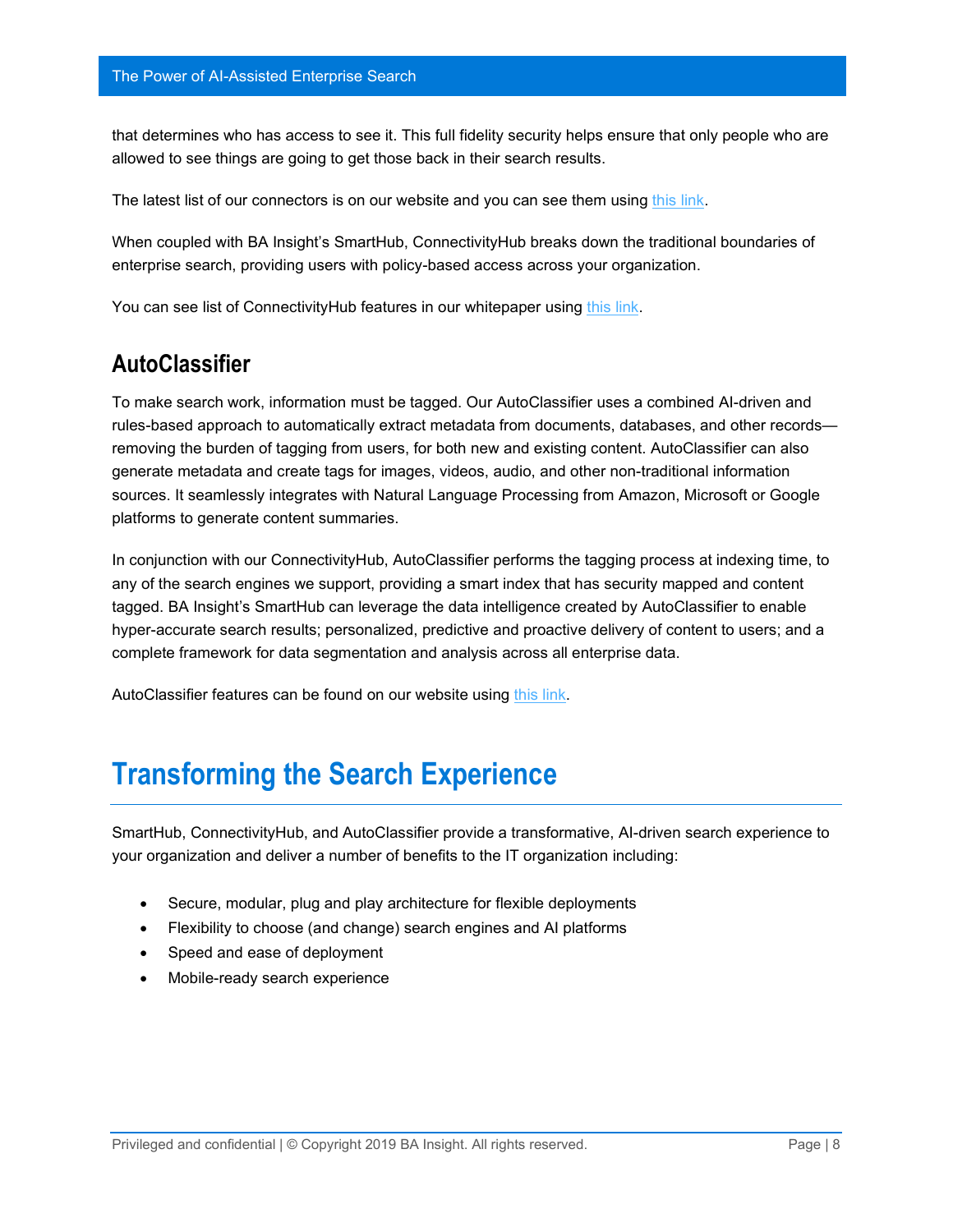that determines who has access to see it. This full fidelity security helps ensure that only people who are allowed to see things are going to get those back in their search results.

The latest list of our connectors is on our website and you can see them using this link.

When coupled with BA Insight's SmartHub, ConnectivityHub breaks down the traditional boundaries of enterprise search, providing users with policy-based access across your organization.

You can see list of ConnectivityHub features in our whitepaper using this link.

## AutoClassifier

To make search work, information must be tagged. Our AutoClassifier uses a combined AI-driven and rules-based approach to automatically extract metadata from documents, databases, and other records—removing the burden of tagging from users, for both new and existing content. AutoClassifier can also generate metadata and create tags for images, videos, audio, and other non-traditional information sources. It seamlessly integrates with Natural Language Processing from Amazon, Microsoft or Google platforms to generate content summaries.

In conjunction with our ConnectivityHub, AutoClassifier performs the tagging process at indexing time, to any of the search engines we support, providing a smart index that has security mapped and content tagged. BA Insight's SmartHub can leverage the data intelligence created by AutoClassifier to enable hyper-accurate search results; personalized, predictive and proactive delivery of content to users; and a complete framework for data segmentation and analysis across all enterprise data.

AutoClassifier features can be found on our website using this link.

# Transforming the Search Experience

SmartHub, ConnectivityHub, and AutoClassifier provide a transformative, AI-driven search experience to your organization and deliver a number of benefits to the IT organization including:

- Secure, modular, plug and play architecture for flexible deployments
- Flexibility to choose (and change) search engines and AI platforms
- Speed and ease of deployment
- Mobile-ready search experience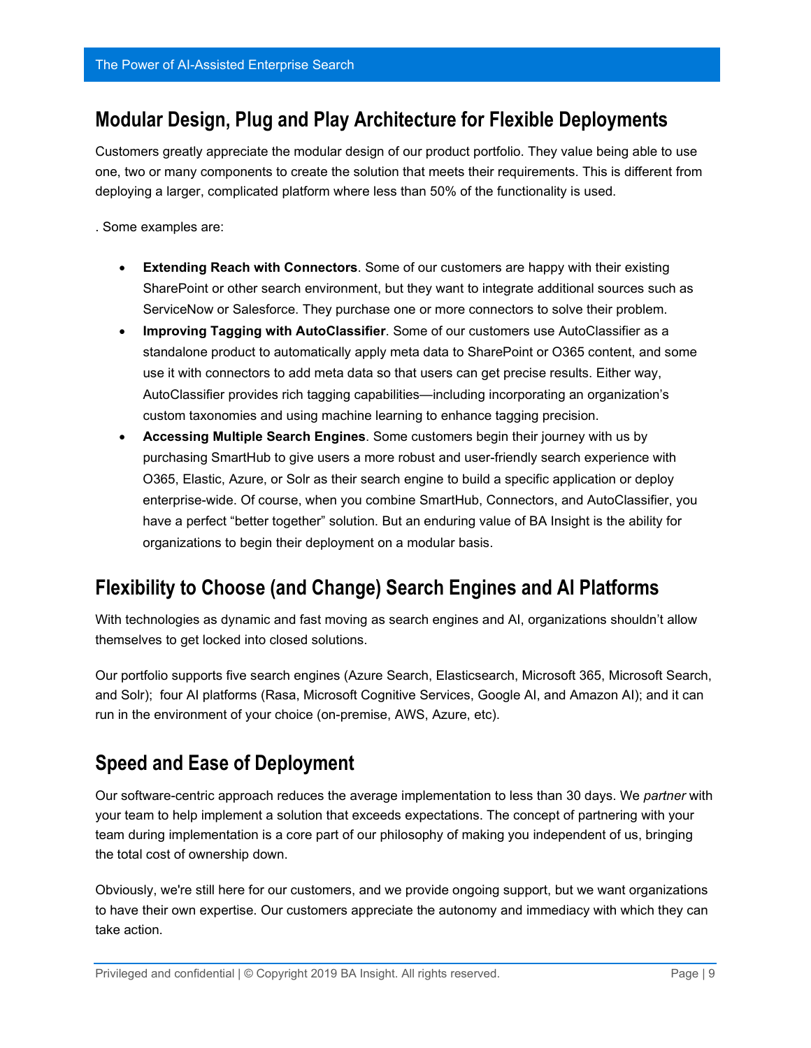## Modular Design, Plug and Play Architecture for Flexible Deployments

Customers greatly appreciate the modular design of our product portfolio. They value being able to use one, two or many components to create the solution that meets their requirements. This is different from deploying a larger, complicated platform where less than 50% of the functionality is used.

. Some examples are:

- **Extending Reach with Connectors**. Some of our customers are happy with their existing SharePoint or other search environment, but they want to integrate additional sources such as ServiceNow or Salesforce. They purchase one or more connectors to solve their problem.
- **Improving Tagging with AutoClassifier**. Some of our customers use AutoClassifier as a standalone product to automatically apply meta data to SharePoint or O365 content, and some use it with connectors to add meta data so that users can get precise results. Either way, AutoClassifier provides rich tagging capabilities—including incorporating an organization's custom taxonomies and using machine learning to enhance tagging precision.
- **Accessing Multiple Search Engines**. Some customers begin their journey with us by purchasing SmartHub to give users a more robust and user-friendly search experience with O365, Elastic, Azure, or Solr as their search engine to build a specific application or deploy enterprise-wide. Of course, when you combine SmartHub, Connectors, and AutoClassifier, you have a perfect "better together" solution. But an enduring value of BA Insight is the ability for organizations to begin their deployment on a modular basis.

## Flexibility to Choose (and Change) Search Engines and AI Platforms

With technologies as dynamic and fast moving as search engines and AI, organizations shouldn't allow themselves to get locked into closed solutions.

Our portfolio supports five search engines (Azure Search, Elasticsearch, Microsoft 365, Microsoft Search, and Solr); four AI platforms (Rasa, Microsoft Cognitive Services, Google AI, and Amazon AI); and it can run in the environment of your choice (on-premise, AWS, Azure, etc).

## Speed and Ease of Deployment

Our software-centric approach reduces the average implementation to less than 30 days. We *partner* with your team to help implement a solution that exceeds expectations. The concept of partnering with your team during implementation is a core part of our philosophy of making you independent of us, bringing the total cost of ownership down.

Obviously, we're still here for our customers, and we provide ongoing support, but we want organizations to have their own expertise. Our customers appreciate the autonomy and immediacy with which they can take action.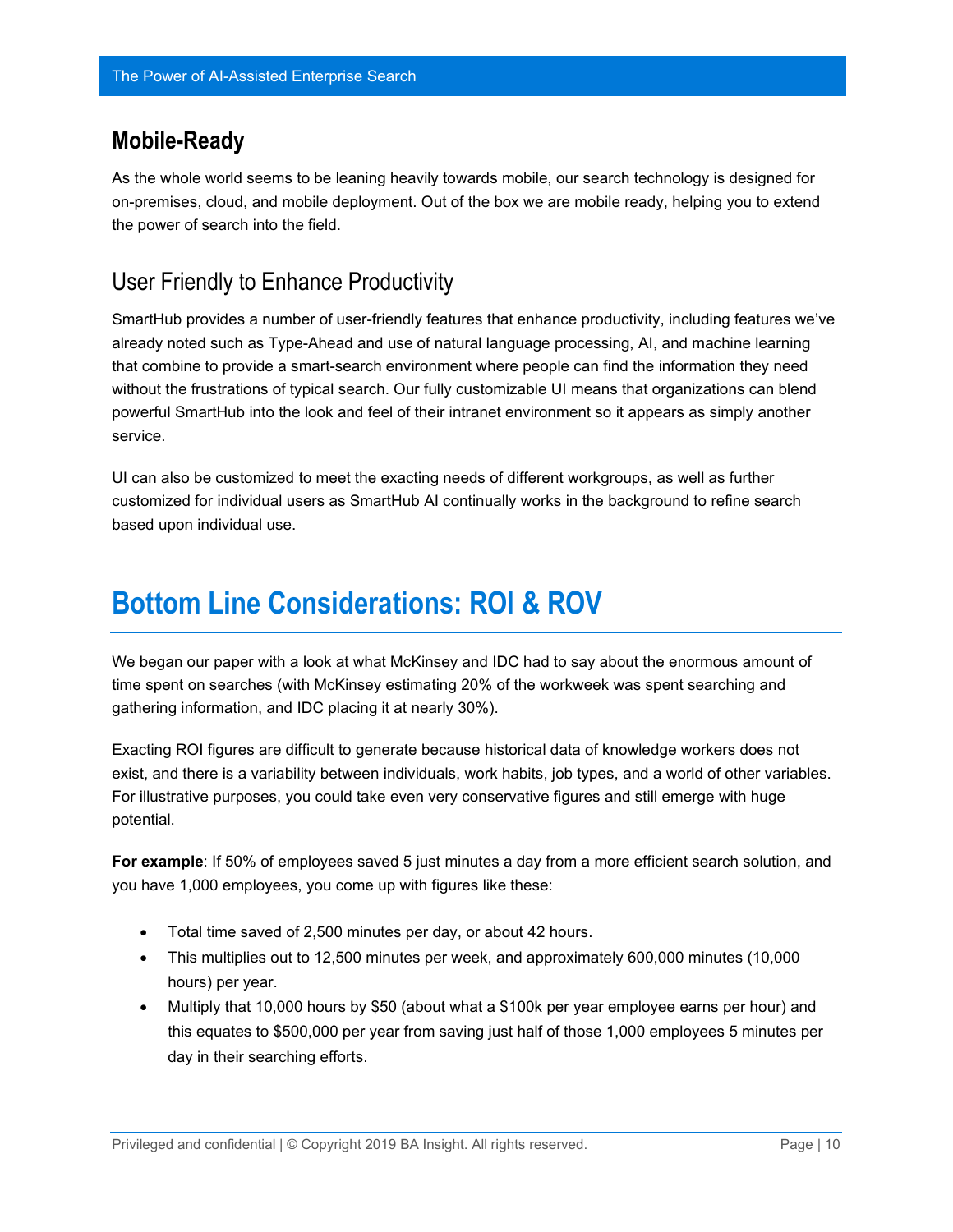## Mobile-Ready

As the whole world seems to be leaning heavily towards mobile, our search technology is designed for on-premises, cloud, and mobile deployment. Out of the box we are mobile ready, helping you to extend the power of search into the field.

## User Friendly to Enhance Productivity

SmartHub provides a number of user-friendly features that enhance productivity, including features we've already noted such as Type-Ahead and use of natural language processing, AI, and machine learning that combine to provide a smart-search environment where people can find the information they need without the frustrations of typical search. Our fully customizable UI means that organizations can blend powerful SmartHub into the look and feel of their intranet environment so it appears as simply another service.

UI can also be customized to meet the exacting needs of different workgroups, as well as further customized for individual users as SmartHub AI continually works in the background to refine search based upon individual use.

# Bottom Line Considerations: ROI & ROV

We began our paper with a look at what McKinsey and IDC had to say about the enormous amount of time spent on searches (with McKinsey estimating 20% of the workweek was spent searching and gathering information, and IDC placing it at nearly 30%).

Exacting ROI figures are difficult to generate because historical data of knowledge workers does not exist, and there is a variability between individuals, work habits, job types, and a world of other variables. For illustrative purposes, you could take even very conservative figures and still emerge with huge potential.

**For example**: If 50% of employees saved 5 just minutes a day from a more efficient search solution, and you have 1,000 employees, you come up with figures like these:

- Total time saved of 2,500 minutes per day, or about 42 hours.
- This multiplies out to 12,500 minutes per week, and approximately 600,000 minutes (10,000 hours) per year.
- Multiply that 10,000 hours by $50 (about what a $100k per year employee earns per hour) and this equates to $500,000 per year from saving just half of those 1,000 employees 5 minutes per day in their searching efforts.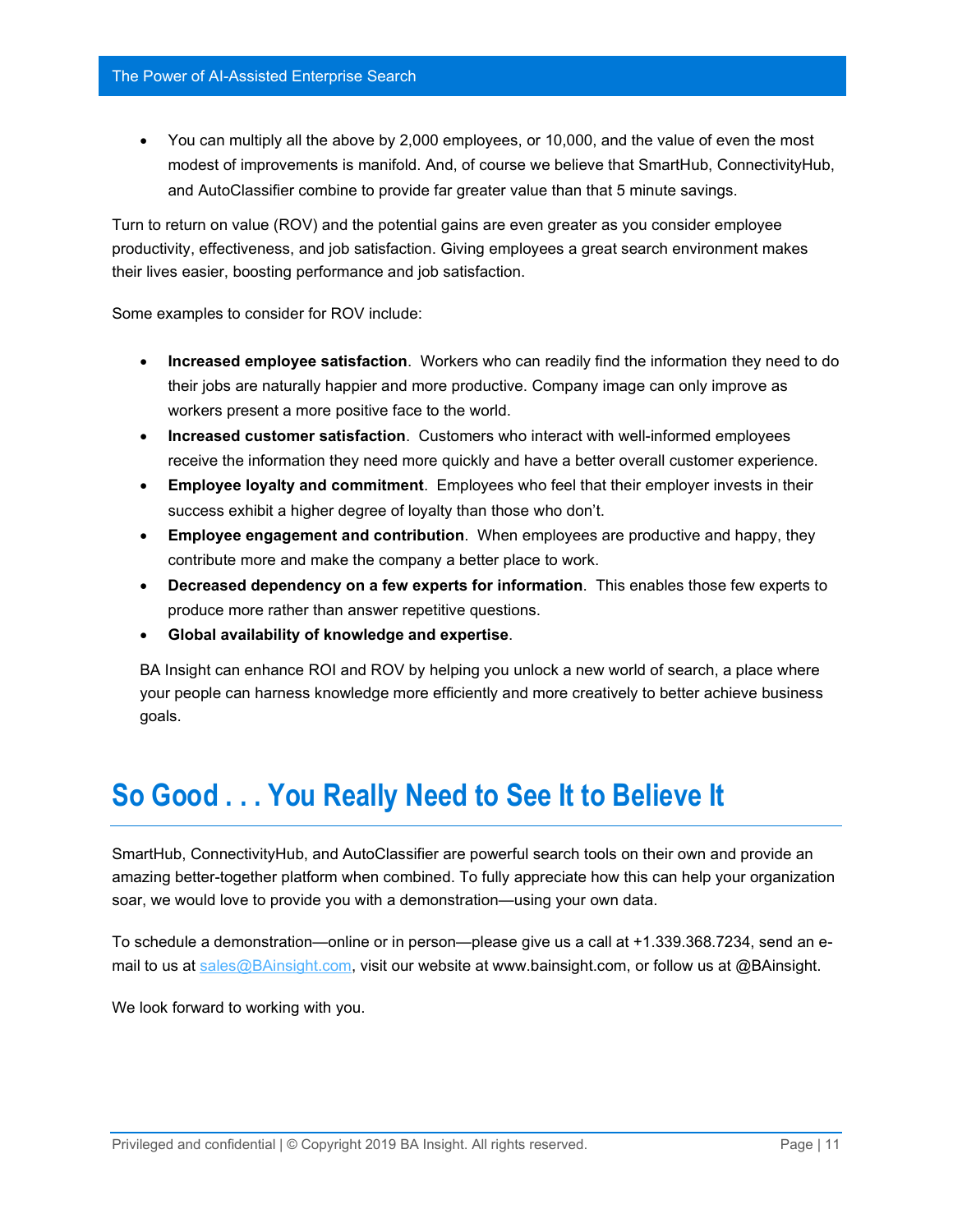- You can multiply all the above by 2,000 employees, or 10,000, and the value of even the most modest of improvements is manifold. And, of course we believe that SmartHub, ConnectivityHub, and AutoClassifier combine to provide far greater value than that 5 minute savings.

Turn to return on value (ROV) and the potential gains are even greater as you consider employee productivity, effectiveness, and job satisfaction. Giving employees a great search environment makes their lives easier, boosting performance and job satisfaction.

Some examples to consider for ROV include:

- **Increased employee satisfaction**. Workers who can readily find the information they need to do their jobs are naturally happier and more productive. Company image can only improve as workers present a more positive face to the world.
- **Increased customer satisfaction**. Customers who interact with well-informed employees receive the information they need more quickly and have a better overall customer experience.
- **Employee loyalty and commitment**. Employees who feel that their employer invests in their success exhibit a higher degree of loyalty than those who don't.
- **Employee engagement and contribution**. When employees are productive and happy, they contribute more and make the company a better place to work.
- **Decreased dependency on a few experts for information**. This enables those few experts to produce more rather than answer repetitive questions.
- **Global availability of knowledge and expertise**.

BA Insight can enhance ROI and ROV by helping you unlock a new world of search, a place where your people can harness knowledge more efficiently and more creatively to better achieve business goals.

# So Good . . . You Really Need to See It to Believe It

SmartHub, ConnectivityHub, and AutoClassifier are powerful search tools on their own and provide an amazing better-together platform when combined. To fully appreciate how this can help your organization soar, we would love to provide you with a demonstration—using your own data.

To schedule a demonstration—online or in person—please give us a call at +1.339.368.7234, send an e-mail to us at sales@BAinsight.com, visit our website at www.bainsight.com, or follow us at @BAinsight.

We look forward to working with you.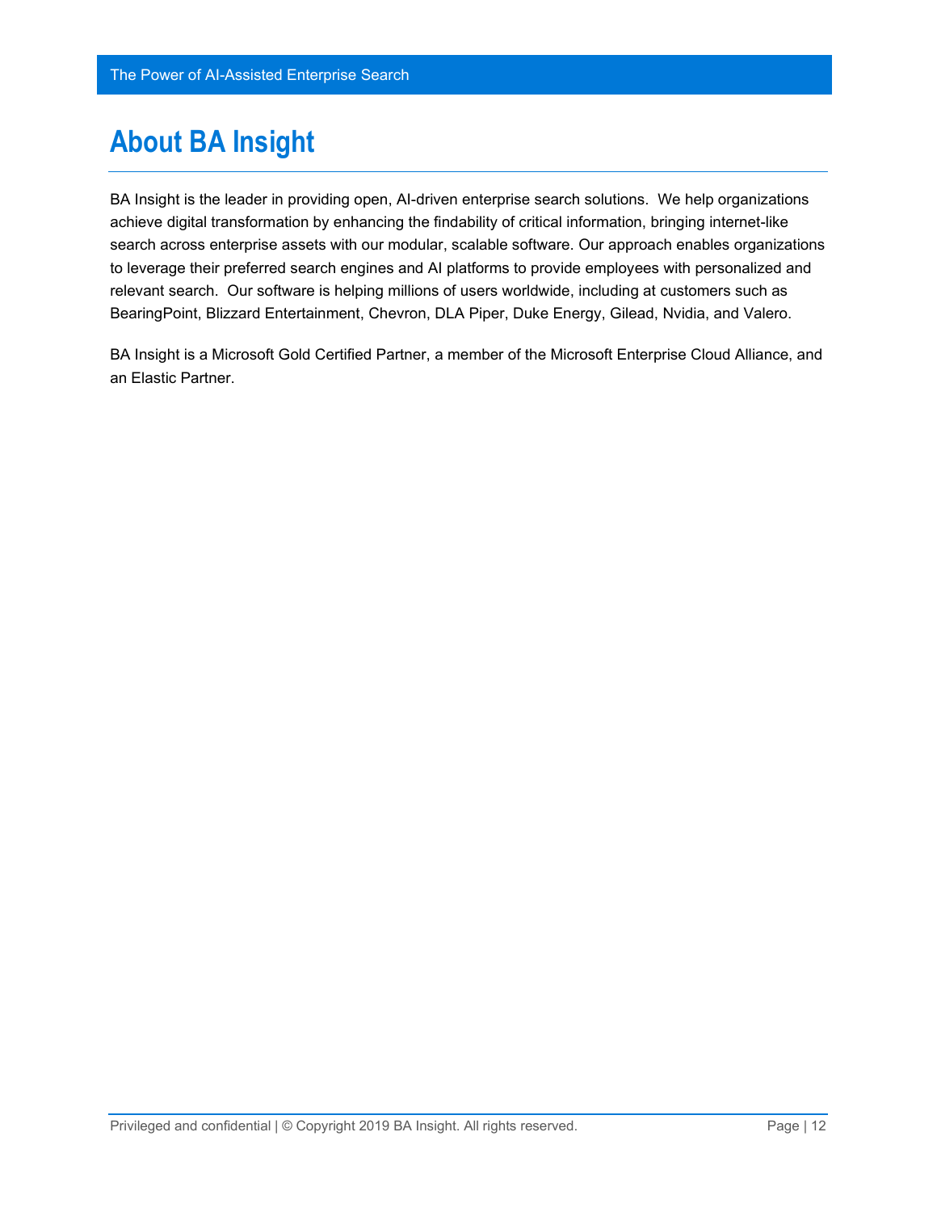# About BA Insight

BA Insight is the leader in providing open, AI-driven enterprise search solutions. We help organizations achieve digital transformation by enhancing the findability of critical information, bringing internet-like search across enterprise assets with our modular, scalable software. Our approach enables organizations to leverage their preferred search engines and AI platforms to provide employees with personalized and relevant search. Our software is helping millions of users worldwide, including at customers such as BearingPoint, Blizzard Entertainment, Chevron, DLA Piper, Duke Energy, Gilead, Nvidia, and Valero.

BA Insight is a Microsoft Gold Certified Partner, a member of the Microsoft Enterprise Cloud Alliance, and an Elastic Partner.